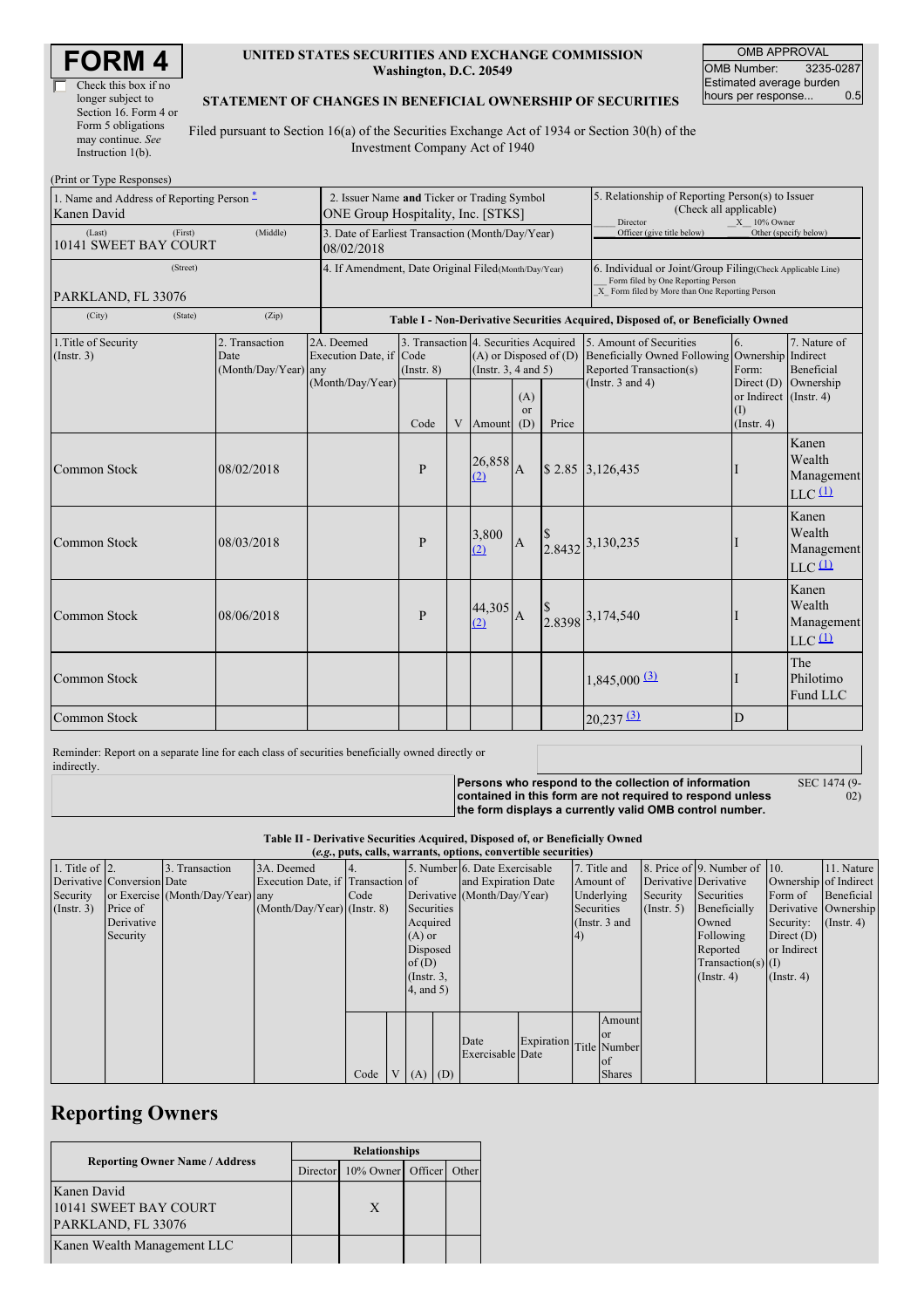# FORM 4

☐ Check this box if no longer subject to Section 16. Form 4 or Form 5 obligations may continue. *See* Instruction 1(b).

**UNITED STATES SECURITIES AND EXCHANGE COMMISSION**
**Washington, D.C. 20549**

**STATEMENT OF CHANGES IN BENEFICIAL OWNERSHIP OF SECURITIES**

Filed pursuant to Section 16(a) of the Securities Exchange Act of 1934 or Section 30(h) of the Investment Company Act of 1940

| OMB APPROVAL | |
|---|---|
| OMB Number: | 3235-0287 |
| Estimated average burden hours per response... | 0.5 |

(Print or Type Responses)

| 1. Name and Address of Reporting Person * | 2. Issuer Name and Ticker or Trading Symbol | 5. Relationship of Reporting Person(s) to Issuer (Check all applicable) |
|---|---|---|
| Kanen David | ONE Group Hospitality, Inc. [STKS] | ___ Director _X_ 10% Owner ___ Officer (give title below) ___ Other (specify below) |
| (Last) (First) (Middle) 10141 SWEET BAY COURT | 3. Date of Earliest Transaction (Month/Day/Year) 08/02/2018 | |
| (Street) PARKLAND, FL 33076 | 4. If Amendment, Date Original Filed (Month/Day/Year) | 6. Individual or Joint/Group Filing (Check Applicable Line) ___ Form filed by One Reporting Person _X_ Form filed by More than One Reporting Person |
| (City) (State) (Zip) | | |

**Table I - Non-Derivative Securities Acquired, Disposed of, or Beneficially Owned**

| 1.Title of Security (Instr. 3) | 2. Transaction Date (Month/Day/Year) | 2A. Deemed Execution Date, if any (Month/Day/Year) | 3. Transaction Code (Instr. 8) | | 4. Securities Acquired (A) or Disposed of (D) (Instr. 3, 4 and 5) | | | 5. Amount of Securities Beneficially Owned Following Reported Transaction(s) (Instr. 3 and 4) | 6. Ownership Form: Direct (D) or Indirect (I) (Instr. 4) | 7. Nature of Indirect Beneficial Ownership (Instr. 4) |
|---|---|---|---|---|---|---|---|---|---|---|
| | | | Code | V | Amount | (A) or (D) | Price | | | |
| Common Stock | 08/02/2018 | | P | | 26,858 (2) | A | $ 2.85 | 3,126,435 | I | Kanen Wealth Management LLC (1) |
| Common Stock | 08/03/2018 | | P | | 3,800 (2) | A | $ 2.8432 | 3,130,235 | I | Kanen Wealth Management LLC (1) |
| Common Stock | 08/06/2018 | | P | | 44,305 (2) | A | $ 2.8398 | 3,174,540 | I | Kanen Wealth Management LLC (1) |
| Common Stock | | | | | | | | 1,845,000 (3) | I | The Philotimo Fund LLC |
| Common Stock | | | | | | | | 20,237 (3) | D | |

Reminder: Report on a separate line for each class of securities beneficially owned directly or indirectly.

**Persons who respond to the collection of information contained in this form are not required to respond unless the form displays a currently valid OMB control number.** SEC 1474 (9-02)

**Table II - Derivative Securities Acquired, Disposed of, or Beneficially Owned**
**(*e.g.*, puts, calls, warrants, options, convertible securities)**

| 1. Title of Derivative Security (Instr. 3) | 2. Conversion or Exercise Price of Derivative Security | 3. Transaction Date (Month/Day/Year) | 3A. Deemed Execution Date, if any (Month/Day/Year) | 4. Transaction Code (Instr. 8) | | 5. Number of Derivative Securities Acquired (A) or Disposed of (D) (Instr. 3, 4, and 5) | | 6. Date Exercisable and Expiration Date (Month/Day/Year) | | 7. Title and Amount of Underlying Securities (Instr. 3 and 4) | | 8. Price of Derivative Security (Instr. 5) | 9. Number of Derivative Securities Beneficially Owned Following Reported Transaction(s) (Instr. 4) | 10. Ownership Form of Derivative Security: Direct (D) or Indirect (I) (Instr. 4) | 11. Nature of Indirect Beneficial Ownership (Instr. 4) |
|---|---|---|---|---|---|---|---|---|---|---|---|---|---|---|---|
| | | | | Code | V | (A) | (D) | Date Exercisable | Expiration Date | Title | Amount or Number of Shares | | | | |

## Reporting Owners

| Reporting Owner Name / Address | Relationships | | | |
|---|---|---|---|---|
| | Director | 10% Owner | Officer | Other |
| Kanen David 10141 SWEET BAY COURT PARKLAND, FL 33076 | | X | | |
| Kanen Wealth Management LLC | | | | |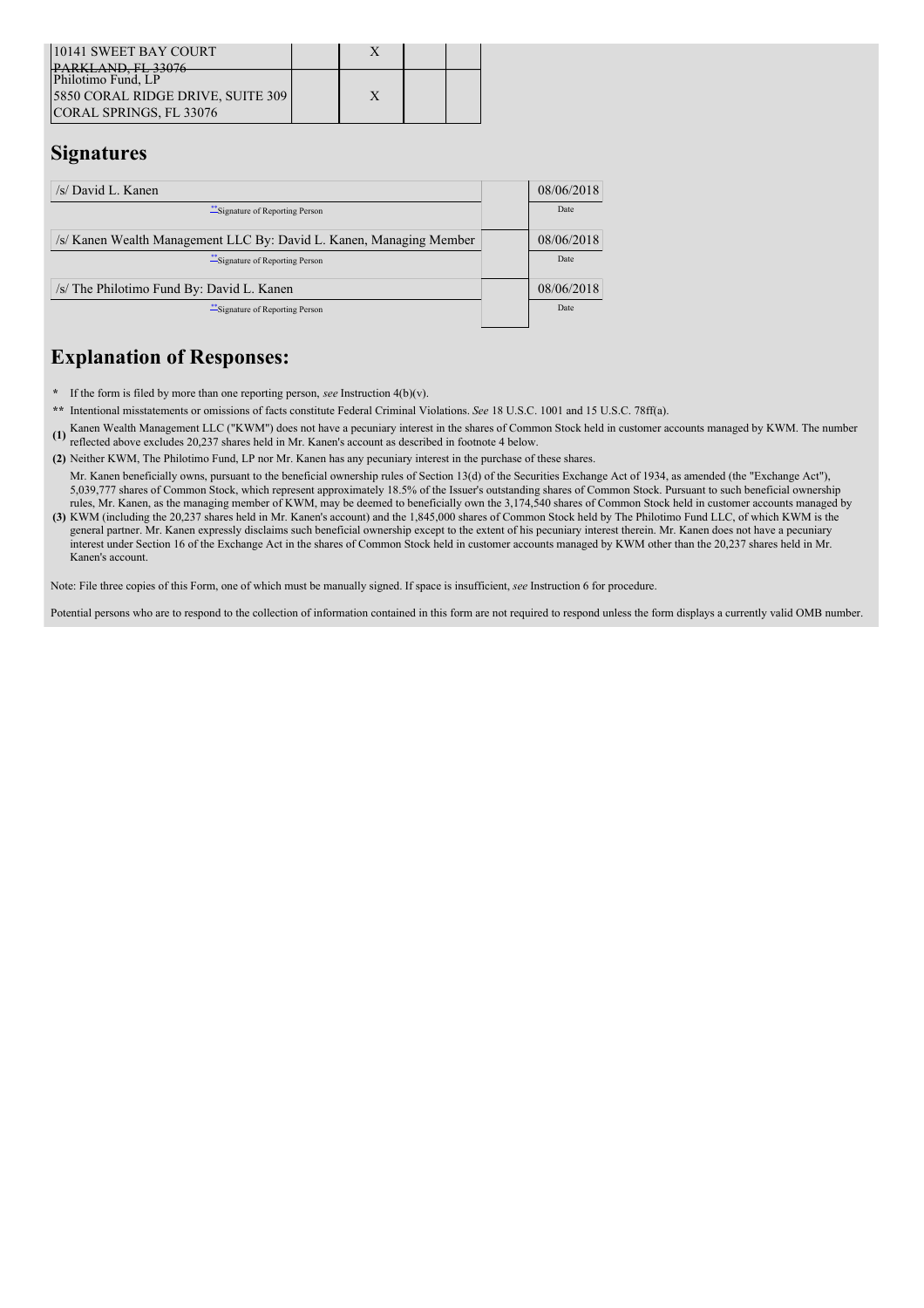| | | | | |
|---|---|---|---|---|
| 10141 SWEET BAY COURT<br>PARKLAND, FL 33076 | | X | | |
| Philotimo Fund, LP<br>5850 CORAL RIDGE DRIVE, SUITE 309<br>CORAL SPRINGS, FL 33076 | | X | | |

## Signatures

| | | |
|---|---|---|
| /s/ David L. Kanen | | 08/06/2018 |
| **Signature of Reporting Person | | Date |
| /s/ Kanen Wealth Management LLC By: David L. Kanen, Managing Member | | 08/06/2018 |
| **Signature of Reporting Person | | Date |
| /s/ The Philotimo Fund By: David L. Kanen | | 08/06/2018 |
| **Signature of Reporting Person | | Date |

## Explanation of Responses:

- \* If the form is filed by more than one reporting person, *see* Instruction 4(b)(v).
- \*\* Intentional misstatements or omissions of facts constitute Federal Criminal Violations. *See* 18 U.S.C. 1001 and 15 U.S.C. 78ff(a).
- **(1)** Kanen Wealth Management LLC ("KWM") does not have a pecuniary interest in the shares of Common Stock held in customer accounts managed by KWM. The number reflected above excludes 20,237 shares held in Mr. Kanen's account as described in footnote 4 below.
- **(2)** Neither KWM, The Philotimo Fund, LP nor Mr. Kanen has any pecuniary interest in the purchase of these shares.
- **(3)** Mr. Kanen beneficially owns, pursuant to the beneficial ownership rules of Section 13(d) of the Securities Exchange Act of 1934, as amended (the "Exchange Act"), 5,039,777 shares of Common Stock, which represent approximately 18.5% of the Issuer's outstanding shares of Common Stock. Pursuant to such beneficial ownership rules, Mr. Kanen, as the managing member of KWM, may be deemed to beneficially own the 3,174,540 shares of Common Stock held in customer accounts managed by KWM (including the 20,237 shares held in Mr. Kanen's account) and the 1,845,000 shares of Common Stock held by The Philotimo Fund LLC, of which KWM is the general partner. Mr. Kanen expressly disclaims such beneficial ownership except to the extent of his pecuniary interest therein. Mr. Kanen does not have a pecuniary interest under Section 16 of the Exchange Act in the shares of Common Stock held in customer accounts managed by KWM other than the 20,237 shares held in Mr. Kanen's account.

Note: File three copies of this Form, one of which must be manually signed. If space is insufficient, *see* Instruction 6 for procedure.

Potential persons who are to respond to the collection of information contained in this form are not required to respond unless the form displays a currently valid OMB number.